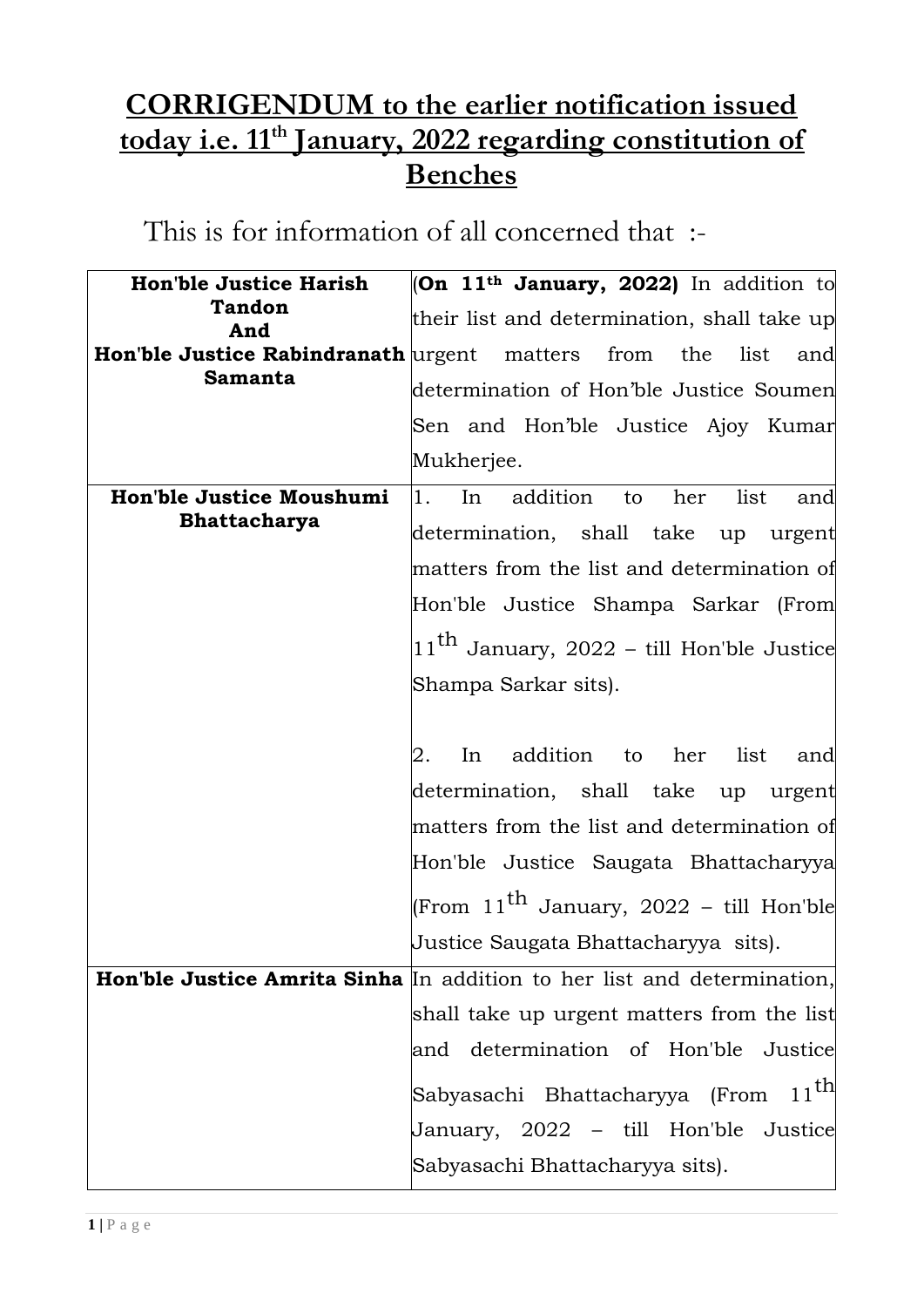# **CORRIGENDUM to the earlier notification issued today i.e. 11th January, 2022 regarding constitution of Benches**

This is for information of all concerned that :-

| | |
|---|---|
| **Hon'ble Justice Harish Tandon And Hon'ble Justice Rabindranath Samanta** | (**On 11th January, 2022)** In addition to their list and determination, shall take up urgent matters from the list and determination of Hon'ble Justice Soumen Sen and Hon'ble Justice Ajoy Kumar Mukherjee. |
| **Hon'ble Justice Moushumi Bhattacharya** | 1. In addition to her list and determination, shall take up urgent matters from the list and determination of Hon'ble Justice Shampa Sarkar (From 11th January, 2022 – till Hon'ble Justice Shampa Sarkar sits).<br><br>2. In addition to her list and determination, shall take up urgent matters from the list and determination of Hon'ble Justice Saugata Bhattacharyya (From 11th January, 2022 – till Hon'ble Justice Saugata Bhattacharyya sits). |
| **Hon'ble Justice Amrita Sinha** | In addition to her list and determination, shall take up urgent matters from the list and determination of Hon'ble Justice Sabyasachi Bhattacharyya (From 11th January, 2022 – till Hon'ble Justice Sabyasachi Bhattacharyya sits). |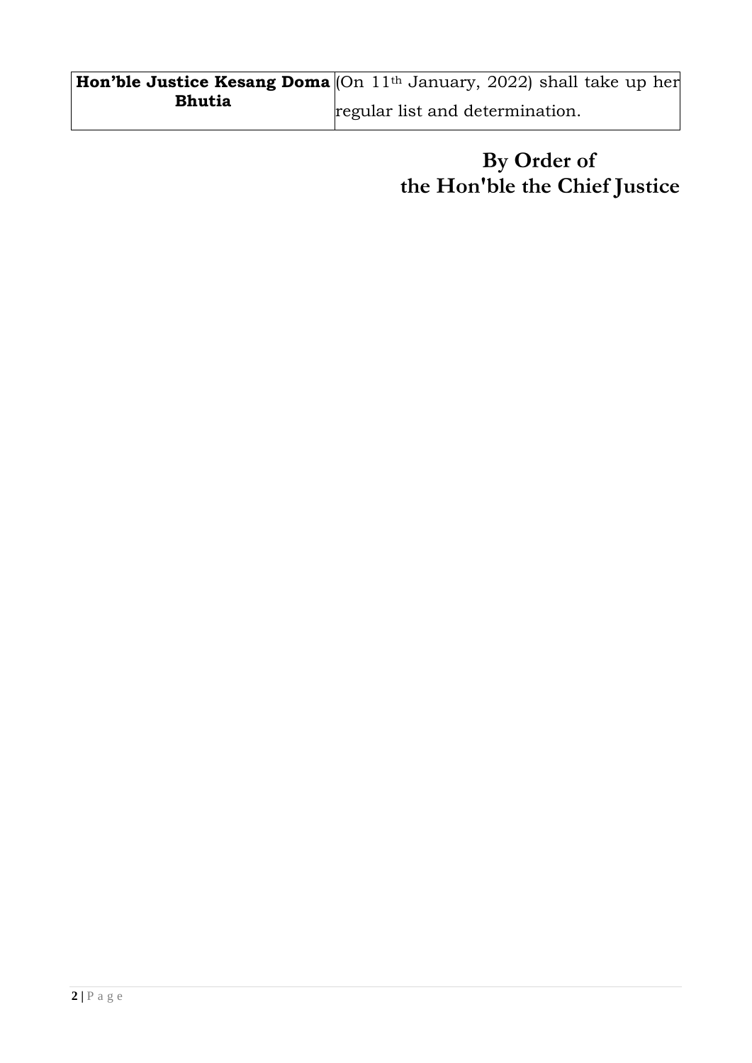| | |
|---|---|
| **Hon'ble Justice Kesang Doma Bhutia** | (On 11th January, 2022) shall take up her regular list and determination. |

**By Order of**
**the Hon'ble the Chief Justice**